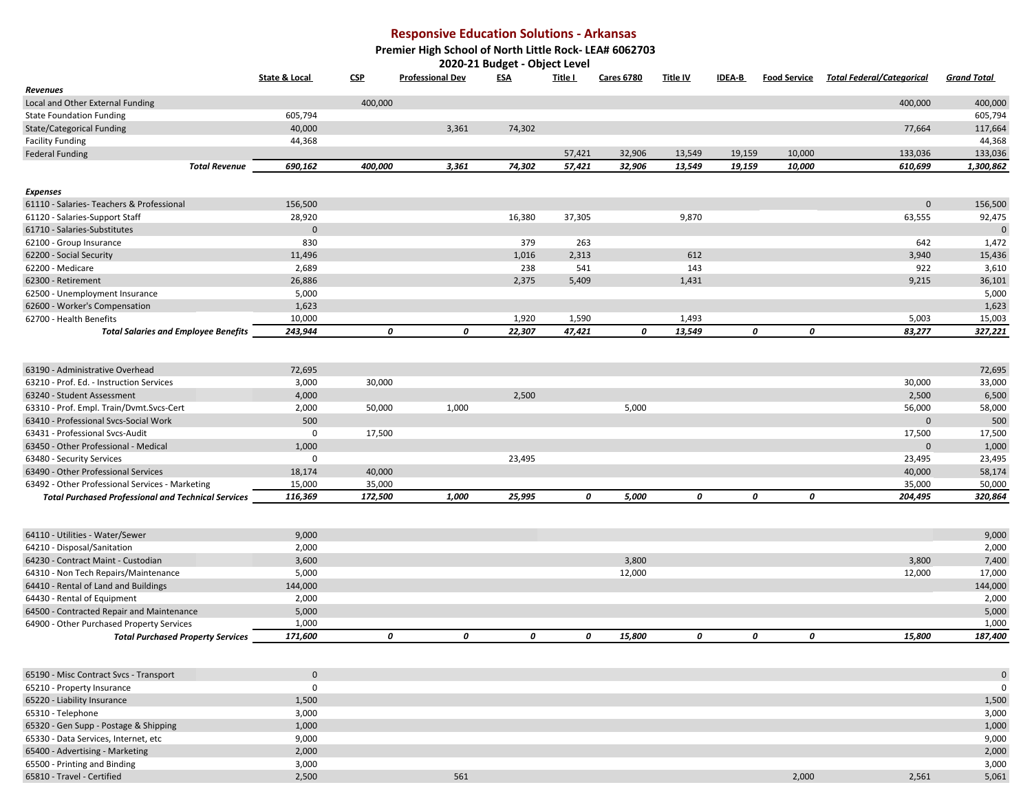# Responsive Education Solutions - Arkansas

## Premier High School of North Little Rock- LEA# 6062703

### 2020-21 Budget - Object Level

| | State & Local | CSP | Professional Dev | ESA | Title I | Cares 6780 | Title IV | IDEA-B | Food Service | Total Federal/Categorical | Grand Total |
|---|---|---|---|---|---|---|---|---|---|---|---|
| ***Revenues*** | | | | | | | | | | | |
| Local and Other External Funding | | 400,000 | | | | | | | | 400,000 | 400,000 |
| State Foundation Funding | 605,794 | | | | | | | | | | 605,794 |
| State/Categorical Funding | 40,000 | | 3,361 | 74,302 | | | | | | 77,664 | 117,664 |
| Facility Funding | 44,368 | | | | | | | | | | 44,368 |
| Federal Funding | | | | | 57,421 | 32,906 | 13,549 | 19,159 | 10,000 | 133,036 | 133,036 |
| ***Total Revenue*** | ***690,162*** | ***400,000*** | ***3,361*** | ***74,302*** | ***57,421*** | ***32,906*** | ***13,549*** | ***19,159*** | ***10,000*** | ***610,699*** | ***1,300,862*** |
| ***Expenses*** | | | | | | | | | | | |
| 61110 - Salaries- Teachers & Professional | 156,500 | | | | | | | | | 0 | 156,500 |
| 61120 - Salaries-Support Staff | 28,920 | | | 16,380 | 37,305 | | 9,870 | | | 63,555 | 92,475 |
| 61710 - Salaries-Substitutes | 0 | | | | | | | | | | 0 |
| 62100 - Group Insurance | 830 | | | 379 | 263 | | | | | 642 | 1,472 |
| 62200 - Social Security | 11,496 | | | 1,016 | 2,313 | | 612 | | | 3,940 | 15,436 |
| 62200 - Medicare | 2,689 | | | 238 | 541 | | 143 | | | 922 | 3,610 |
| 62300 - Retirement | 26,886 | | | 2,375 | 5,409 | | 1,431 | | | 9,215 | 36,101 |
| 62500 - Unemployment Insurance | 5,000 | | | | | | | | | | 5,000 |
| 62600 - Worker's Compensation | 1,623 | | | | | | | | | | 1,623 |
| 62700 - Health Benefits | 10,000 | | | 1,920 | 1,590 | | 1,493 | | | 5,003 | 15,003 |
| ***Total Salaries and Employee Benefits*** | ***243,944*** | ***0*** | ***0*** | ***22,307*** | ***47,421*** | ***0*** | ***13,549*** | ***0*** | ***0*** | ***83,277*** | ***327,221*** |
| 63190 - Administrative Overhead | 72,695 | | | | | | | | | | 72,695 |
| 63210 - Prof. Ed. - Instruction Services | 3,000 | 30,000 | | | | | | | | 30,000 | 33,000 |
| 63240 - Student Assessment | 4,000 | | | 2,500 | | | | | | 2,500 | 6,500 |
| 63310 - Prof. Empl. Train/Dvmt.Svcs-Cert | 2,000 | 50,000 | 1,000 | | | 5,000 | | | | 56,000 | 58,000 |
| 63410 - Professional Svcs-Social Work | 500 | | | | | | | | | 0 | 500 |
| 63431 - Professional Svcs-Audit | 0 | 17,500 | | | | | | | | 17,500 | 17,500 |
| 63450 - Other Professional - Medical | 1,000 | | | | | | | | | 0 | 1,000 |
| 63480 - Security Services | 0 | | | 23,495 | | | | | | 23,495 | 23,495 |
| 63490 - Other Professional Services | 18,174 | 40,000 | | | | | | | | 40,000 | 58,174 |
| 63492 - Other Professional Services - Marketing | 15,000 | 35,000 | | | | | | | | 35,000 | 50,000 |
| ***Total Purchased Professional and Technical Services*** | ***116,369*** | ***172,500*** | ***1,000*** | ***25,995*** | ***0*** | ***5,000*** | ***0*** | ***0*** | ***0*** | ***204,495*** | ***320,864*** |
| 64110 - Utilities - Water/Sewer | 9,000 | | | | | | | | | | 9,000 |
| 64210 - Disposal/Sanitation | 2,000 | | | | | | | | | | 2,000 |
| 64230 - Contract Maint - Custodian | 3,600 | | | | | 3,800 | | | | 3,800 | 7,400 |
| 64310 - Non Tech Repairs/Maintenance | 5,000 | | | | | 12,000 | | | | 12,000 | 17,000 |
| 64410 - Rental of Land and Buildings | 144,000 | | | | | | | | | | 144,000 |
| 64430 - Rental of Equipment | 2,000 | | | | | | | | | | 2,000 |
| 64500 - Contracted Repair and Maintenance | 5,000 | | | | | | | | | | 5,000 |
| 64900 - Other Purchased Property Services | 1,000 | | | | | | | | | | 1,000 |
| ***Total Purchased Property Services*** | ***171,600*** | ***0*** | ***0*** | ***0*** | ***0*** | ***15,800*** | ***0*** | ***0*** | ***0*** | ***15,800*** | ***187,400*** |
| 65190 - Misc Contract Svcs - Transport | 0 | | | | | | | | | | 0 |
| 65210 - Property Insurance | 0 | | | | | | | | | | 0 |
| 65220 - Liability Insurance | 1,500 | | | | | | | | | | 1,500 |
| 65310 - Telephone | 3,000 | | | | | | | | | | 3,000 |
| 65320 - Gen Supp - Postage & Shipping | 1,000 | | | | | | | | | | 1,000 |
| 65330 - Data Services, Internet, etc | 9,000 | | | | | | | | | | 9,000 |
| 65400 - Advertising - Marketing | 2,000 | | | | | | | | | | 2,000 |
| 65500 - Printing and Binding | 3,000 | | | | | | | | | | 3,000 |
| 65810 - Travel - Certified | 2,500 | | 561 | | | | | | 2,000 | 2,561 | 5,061 |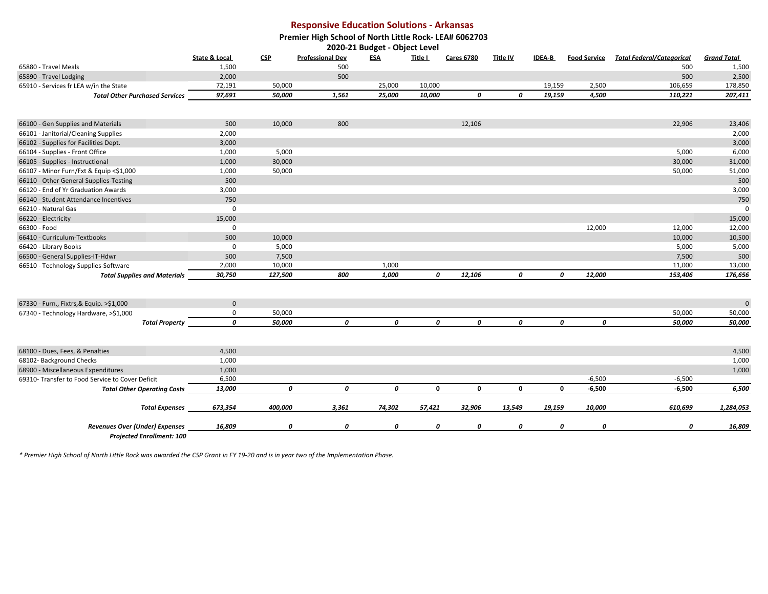## Responsive Education Solutions - Arkansas

### Premier High School of North Little Rock- LEA# 6062703

### 2020-21 Budget - Object Level

| | State & Local | CSP | Professional Dev | ESA | Title I | Cares 6780 | Title IV | IDEA-B | Food Service | Total Federal/Categorical | Grand Total |
|---|---|---|---|---|---|---|---|---|---|---|---|
| 65880 - Travel Meals | 1,500 | | 500 | | | | | | | 500 | 1,500 |
| 65890 - Travel Lodging | 2,000 | | 500 | | | | | | | 500 | 2,500 |
| 65910 - Services fr LEA w/in the State | 72,191 | 50,000 | | 25,000 | 10,000 | | | 19,159 | 2,500 | 106,659 | 178,850 |
| ***Total Other Purchased Services*** | ***97,691*** | ***50,000*** | ***1,561*** | ***25,000*** | ***10,000*** | ***0*** | ***0*** | ***19,159*** | ***4,500*** | ***110,221*** | ***207,411*** |
| | | | | | | | | | | | |
| 66100 - Gen Supplies and Materials | 500 | 10,000 | 800 | | | 12,106 | | | | 22,906 | 23,406 |
| 66101 - Janitorial/Cleaning Supplies | 2,000 | | | | | | | | | | 2,000 |
| 66102 - Supplies for Facilities Dept. | 3,000 | | | | | | | | | | 3,000 |
| 66104 - Supplies - Front Office | 1,000 | 5,000 | | | | | | | | 5,000 | 6,000 |
| 66105 - Supplies - Instructional | 1,000 | 30,000 | | | | | | | | 30,000 | 31,000 |
| 66107 - Minor Furn/Fxt & Equip <$1,000 | 1,000 | 50,000 | | | | | | | | 50,000 | 51,000 |
| 66110 - Other General Supplies-Testing | 500 | | | | | | | | | | 500 |
| 66120 - End of Yr Graduation Awards | 3,000 | | | | | | | | | | 3,000 |
| 66140 - Student Attendance Incentives | 750 | | | | | | | | | | 750 |
| 66210 - Natural Gas | 0 | | | | | | | | | | 0 |
| 66220 - Electricity | 15,000 | | | | | | | | | | 15,000 |
| 66300 - Food | 0 | | | | | | | | 12,000 | 12,000 | 12,000 |
| 66410 - Curriculum-Textbooks | 500 | 10,000 | | | | | | | | 10,000 | 10,500 |
| 66420 - Library Books | 0 | 5,000 | | | | | | | | 5,000 | 5,000 |
| 66500 - General Supplies-IT-Hdwr | 500 | 7,500 | | | | | | | | 7,500 | 500 |
| 66510 - Technology Supplies-Software | 2,000 | 10,000 | | 1,000 | | | | | | 11,000 | 13,000 |
| ***Total Supplies and Materials*** | ***30,750*** | ***127,500*** | ***800*** | ***1,000*** | ***0*** | ***12,106*** | ***0*** | ***0*** | ***12,000*** | ***153,406*** | ***176,656*** |
| | | | | | | | | | | | |
| 67330 - Furn., Fixtrs,& Equip. >$1,000 | 0 | | | | | | | | | | 0 |
| 67340 - Technology Hardware, >$1,000 | 0 | 50,000 | | | | | | | | 50,000 | 50,000 |
| ***Total Property*** | ***0*** | ***50,000*** | ***0*** | ***0*** | ***0*** | ***0*** | ***0*** | ***0*** | ***0*** | ***50,000*** | ***50,000*** |
| | | | | | | | | | | | |
| 68100 - Dues, Fees, & Penalties | 4,500 | | | | | | | | | | 4,500 |
| 68102- Background Checks | 1,000 | | | | | | | | | | 1,000 |
| 68900 - Miscellaneous Expenditures | 1,000 | | | | | | | | | | 1,000 |
| 69310- Transfer to Food Service to Cover Deficit | 6,500 | | | | | | | | -6,500 | -6,500 | |
| ***Total Other Operating Costs*** | ***13,000*** | ***0*** | ***0*** | ***0*** | **0** | **0** | **0** | **0** | ***-6,500*** | ***-6,500*** | ***6,500*** |
| | | | | | | | | | | | |
| ***Total Expenses*** | ***673,354*** | ***400,000*** | ***3,361*** | ***74,302*** | ***57,421*** | ***32,906*** | ***13,549*** | ***19,159*** | ***10,000*** | ***610,699*** | ***1,284,053*** |
| | | | | | | | | | | | |
| ***Revenues Over (Under) Expenses*** | ***16,809*** | ***0*** | ***0*** | ***0*** | ***0*** | ***0*** | ***0*** | ***0*** | ***0*** | ***0*** | ***16,809*** |
| ***Projected Enrollment: 100*** | | | | | | | | | | | |

*\* Premier High School of North Little Rock was awarded the CSP Grant in FY 19-20 and is in year two of the Implementation Phase.*